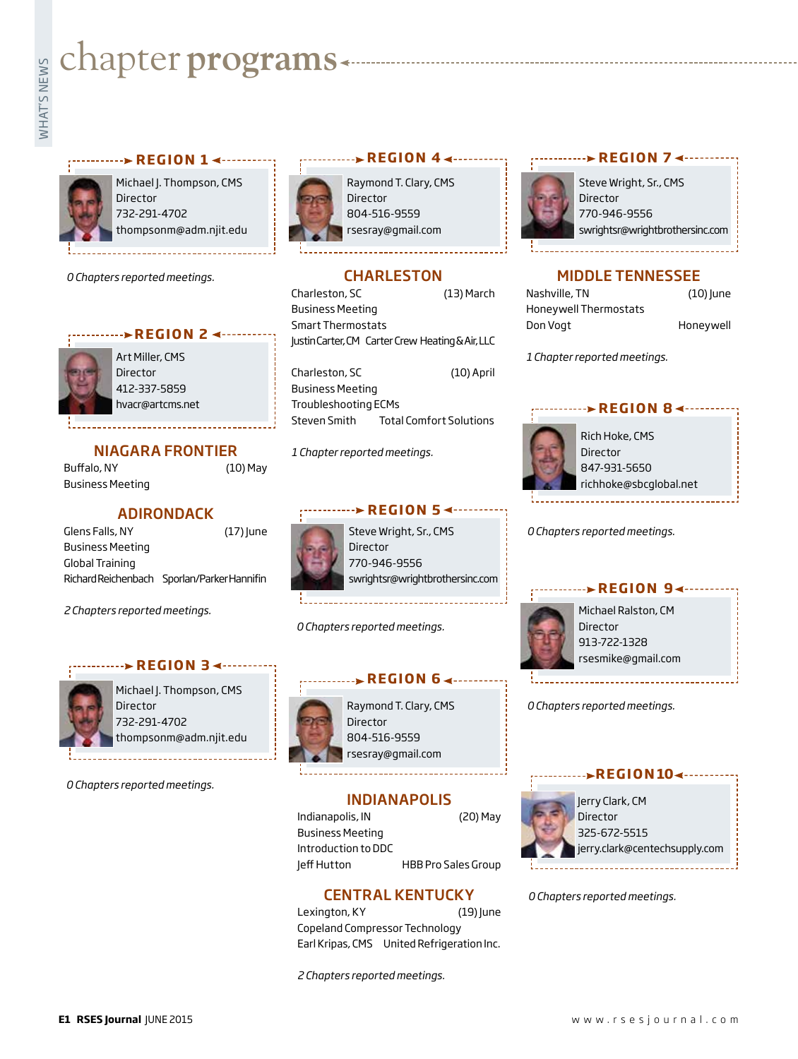# chapter programs

## REGION 1

Michael J. Thompson, CMS
Director
732-291-4702
thompsonm@adm.njit.edu

*0 Chapters reported meetings.*

## REGION 2

Art Miller, CMS
Director
412-337-5859
hvacr@artcms.net

### NIAGARA FRONTIER

Buffalo, NY (10) May
Business Meeting

### ADIRONDACK

Glens Falls, NY (17) June
Business Meeting
Global Training
Richard Reichenbach Sporlan/Parker Hannifin

*2 Chapters reported meetings.*

## REGION 3

Michael J. Thompson, CMS
Director
732-291-4702
thompsonm@adm.njit.edu

*0 Chapters reported meetings.*

## REGION 4

Raymond T. Clary, CMS
Director
804-516-9559
rsesray@gmail.com

### CHARLESTON

Charleston, SC (13) March
Business Meeting
Smart Thermostats
Justin Carter, CM Carter Crew Heating & Air, LLC

Charleston, SC (10) April
Business Meeting
Troubleshooting ECMs
Steven Smith Total Comfort Solutions

*1 Chapter reported meetings.*

## REGION 5

Steve Wright, Sr., CMS
Director
770-946-9556
swrightsr@wrightbrothersinc.com

*0 Chapters reported meetings.*

## REGION 6

Raymond T. Clary, CMS
Director
804-516-9559
rsesray@gmail.com

### INDIANAPOLIS

Indianapolis, IN (20) May
Business Meeting
Introduction to DDC
Jeff Hutton HBB Pro Sales Group

### CENTRAL KENTUCKY

Lexington, KY (19) June
Copeland Compressor Technology
Earl Kripas, CMS United Refrigeration Inc.

*2 Chapters reported meetings.*

## REGION 7

Steve Wright, Sr., CMS
Director
770-946-9556
swrightsr@wrightbrothersinc.com

### MIDDLE TENNESSEE

Nashville, TN (10) June
Honeywell Thermostats
Don Vogt Honeywell

*1 Chapter reported meetings.*

## REGION 8

Rich Hoke, CMS
Director
847-931-5650
richhoke@sbcglobal.net

*0 Chapters reported meetings.*

## REGION 9

Michael Ralston, CM
Director
913-722-1328
rsesmike@gmail.com

*0 Chapters reported meetings.*

## REGION 10

Jerry Clark, CM
Director
325-672-5515
jerry.clark@centechsupply.com

*0 Chapters reported meetings.*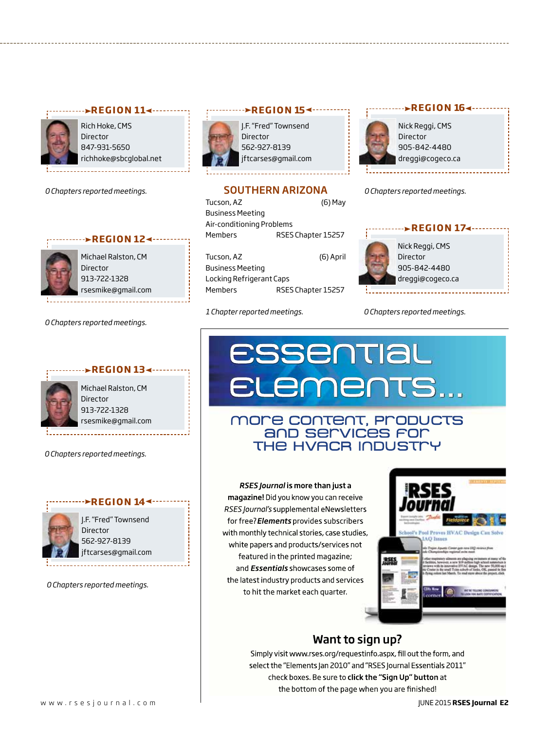## REGION 11

Rich Hoke, CMS
Director
847-931-5650
richhoke@sbcglobal.net

*0 Chapters reported meetings.*

## REGION 12

Michael Ralston, CM
Director
913-722-1328
rsesmike@gmail.com

*0 Chapters reported meetings.*

## REGION 13

Michael Ralston, CM
Director
913-722-1328
rsesmike@gmail.com

*0 Chapters reported meetings.*

## REGION 14

J.F. "Fred" Townsend
Director
562-927-8139
jftcarses@gmail.com

*0 Chapters reported meetings.*

## REGION 15

J.F. "Fred" Townsend
Director
562-927-8139
jftcarses@gmail.com

### SOUTHERN ARIZONA

Tucson, AZ (6) May
Business Meeting
Air-conditioning Problems
Members RSES Chapter 15257

Tucson, AZ (6) April
Business Meeting
Locking Refrigerant Caps
Members RSES Chapter 15257

*1 Chapter reported meetings.*

## REGION 16

Nick Reggi, CMS
Director
905-842-4480
dreggi@cogeco.ca

*0 Chapters reported meetings.*

## REGION 17

Nick Reggi, CMS
Director
905-842-4480
dreggi@cogeco.ca

*0 Chapters reported meetings.*

# Essential Elements...

## more content, products and services for the HVACR industry

***RSES Journal* is more than just a magazine!** Did you know you can receive *RSES Journal's* supplemental eNewsletters for free? ***Elements*** provides subscribers with monthly technical stories, case studies, white papers and products/services not featured in the printed magazine; and ***Essentials*** showcases some of the latest industry products and services to hit the market each quarter.

### Want to sign up?

Simply visit www.rses.org/requestinfo.aspx, fill out the form, and select the "Elements Jan 2010" and "RSES Journal Essentials 2011" check boxes. Be sure to **click the "Sign Up" button** at the bottom of the page when you are finished!